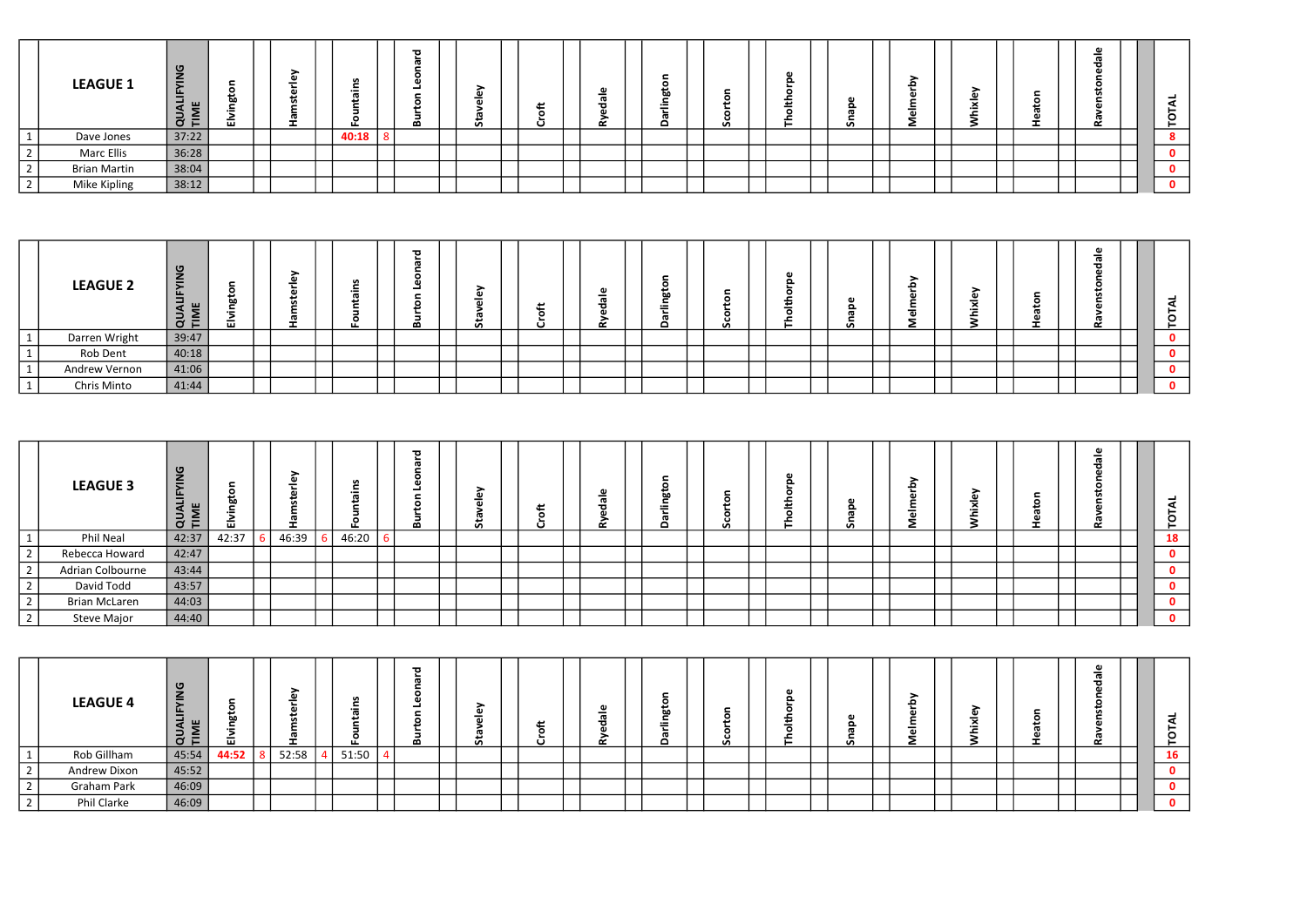| | LEAGUE 1 | QUALIFYING TIME | Elvington | | Hamsterley | | Fountains | | Burton Leonard | | Staveley | | Croft | | Ryedale | | Darlington | | Scorton | | Tholthorpe | | Snape | | Melmerby | | Whixley | | Heaton | | Ravenstonedale | | TOTAL |
|---|---|---|---|---|---|---|---|---|---|---|---|---|---|---|---|---|---|---|---|---|---|---|---|---|---|---|---|---|---|---|---|---|---|
| 1 | Dave Jones | 37:22 | | | | | 40:18 | 8 | | | | | | | | | | | | | | | | | | | | | | | | | 8 |
| 2 | Marc Ellis | 36:28 | | | | | | | | | | | | | | | | | | | | | | | | | | | | | | | 0 |
| 2 | Brian Martin | 38:04 | | | | | | | | | | | | | | | | | | | | | | | | | | | | | | | 0 |
| 2 | Mike Kipling | 38:12 | | | | | | | | | | | | | | | | | | | | | | | | | | | | | | | 0 |

| | LEAGUE 2 | QUALIFYING TIME | Elvington | | Hamsterley | | Fountains | | Burton Leonard | | Staveley | | Croft | | Ryedale | | Darlington | | Scorton | | Tholthorpe | | Snape | | Melmerby | | Whixley | | Heaton | | Ravenstonedale | | TOTAL |
|---|---|---|---|---|---|---|---|---|---|---|---|---|---|---|---|---|---|---|---|---|---|---|---|---|---|---|---|---|---|---|---|---|---|
| 1 | Darren Wright | 39:47 | | | | | | | | | | | | | | | | | | | | | | | | | | | | | | | 0 |
| 1 | Rob Dent | 40:18 | | | | | | | | | | | | | | | | | | | | | | | | | | | | | | | 0 |
| 1 | Andrew Vernon | 41:06 | | | | | | | | | | | | | | | | | | | | | | | | | | | | | | | 0 |
| 1 | Chris Minto | 41:44 | | | | | | | | | | | | | | | | | | | | | | | | | | | | | | | 0 |

| | LEAGUE 3 | QUALIFYING TIME | Elvington | | Hamsterley | | Fountains | | Burton Leonard | | Staveley | | Croft | | Ryedale | | Darlington | | Scorton | | Tholthorpe | | Snape | | Melmerby | | Whixley | | Heaton | | Ravenstonedale | | TOTAL |
|---|---|---|---|---|---|---|---|---|---|---|---|---|---|---|---|---|---|---|---|---|---|---|---|---|---|---|---|---|---|---|---|---|---|
| 1 | Phil Neal | 42:37 | 42:37 | 6 | 46:39 | 6 | 46:20 | 6 | | | | | | | | | | | | | | | | | | | | | | | | | 18 |
| 2 | Rebecca Howard | 42:47 | | | | | | | | | | | | | | | | | | | | | | | | | | | | | | | 0 |
| 2 | Adrian Colbourne | 43:44 | | | | | | | | | | | | | | | | | | | | | | | | | | | | | | | 0 |
| 2 | David Todd | 43:57 | | | | | | | | | | | | | | | | | | | | | | | | | | | | | | | 0 |
| 2 | Brian McLaren | 44:03 | | | | | | | | | | | | | | | | | | | | | | | | | | | | | | | 0 |
| 2 | Steve Major | 44:40 | | | | | | | | | | | | | | | | | | | | | | | | | | | | | | | 0 |

| | LEAGUE 4 | QUALIFYING TIME | Elvington | | Hamsterley | | Fountains | | Burton Leonard | | Staveley | | Croft | | Ryedale | | Darlington | | Scorton | | Tholthorpe | | Snape | | Melmerby | | Whixley | | Heaton | | Ravenstonedale | | TOTAL |
|---|---|---|---|---|---|---|---|---|---|---|---|---|---|---|---|---|---|---|---|---|---|---|---|---|---|---|---|---|---|---|---|---|---|
| 1 | Rob Gillham | 45:54 | 44:52 | 8 | 52:58 | 4 | 51:50 | 4 | | | | | | | | | | | | | | | | | | | | | | | | | 16 |
| 2 | Andrew Dixon | 45:52 | | | | | | | | | | | | | | | | | | | | | | | | | | | | | | | 0 |
| 2 | Graham Park | 46:09 | | | | | | | | | | | | | | | | | | | | | | | | | | | | | | | 0 |
| 2 | Phil Clarke | 46:09 | | | | | | | | | | | | | | | | | | | | | | | | | | | | | | | 0 |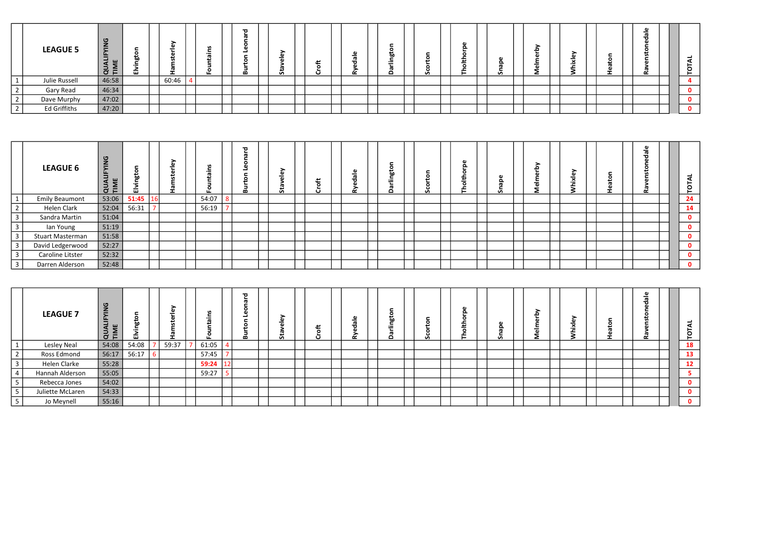| | LEAGUE 5 | QUALIFYING TIME | Elvington | | Hamsterley | | Fountains | | Burton Leonard | | Staveley | | Croft | | Ryedale | | Darlington | | Scorton | | Tholthorpe | | Snape | | Melmerby | | Whixley | | Heaton | | Ravenstonedale | | TOTAL |
|---|---|---|---|---|---|---|---|---|---|---|---|---|---|---|---|---|---|---|---|---|---|---|---|---|---|---|---|---|---|---|---|---|---|
| 1 | Julie Russell | 46:58 | | | 60:46 | 4 | | | | | | | | | | | | | | | | | | | | | | | | | | | **4** |
| 2 | Gary Read | 46:34 | | | | | | | | | | | | | | | | | | | | | | | | | | | | | | | **0** |
| 2 | Dave Murphy | 47:02 | | | | | | | | | | | | | | | | | | | | | | | | | | | | | | | **0** |
| 2 | Ed Griffiths | 47:20 | | | | | | | | | | | | | | | | | | | | | | | | | | | | | | | **0** |

| | LEAGUE 6 | QUALIFYING TIME | Elvington | | Hamsterley | | Fountains | | Burton Leonard | | Staveley | | Croft | | Ryedale | | Darlington | | Scorton | | Tholthorpe | | Snape | | Melmerby | | Whixley | | Heaton | | Ravenstonedale | | TOTAL |
|---|---|---|---|---|---|---|---|---|---|---|---|---|---|---|---|---|---|---|---|---|---|---|---|---|---|---|---|---|---|---|---|---|---|
| 1 | Emily Beaumont | 53:06 | **51:45** | 16 | | | 54:07 | 8 | | | | | | | | | | | | | | | | | | | | | | | | | **24** |
| 2 | Helen Clark | 52:04 | 56:31 | 7 | | | 56:19 | 7 | | | | | | | | | | | | | | | | | | | | | | | | | **14** |
| 3 | Sandra Martin | 51:04 | | | | | | | | | | | | | | | | | | | | | | | | | | | | | | | **0** |
| 3 | Ian Young | 51:19 | | | | | | | | | | | | | | | | | | | | | | | | | | | | | | | **0** |
| 3 | Stuart Masterman | 51:58 | | | | | | | | | | | | | | | | | | | | | | | | | | | | | | | **0** |
| 3 | David Ledgerwood | 52:27 | | | | | | | | | | | | | | | | | | | | | | | | | | | | | | | **0** |
| 3 | Caroline Litster | 52:32 | | | | | | | | | | | | | | | | | | | | | | | | | | | | | | | **0** |
| 3 | Darren Alderson | 52:48 | | | | | | | | | | | | | | | | | | | | | | | | | | | | | | | **0** |

| | LEAGUE 7 | QUALIFYING TIME | Elvington | | Hamsterley | | Fountains | | Burton Leonard | | Staveley | | Croft | | Ryedale | | Darlington | | Scorton | | Tholthorpe | | Snape | | Melmerby | | Whixley | | Heaton | | Ravenstonedale | | TOTAL |
|---|---|---|---|---|---|---|---|---|---|---|---|---|---|---|---|---|---|---|---|---|---|---|---|---|---|---|---|---|---|---|---|---|---|
| 1 | Lesley Neal | 54:08 | 54:08 | 7 | 59:37 | 7 | 61:05 | 4 | | | | | | | | | | | | | | | | | | | | | | | | | **18** |
| 2 | Ross Edmond | 56:17 | 56:17 | 6 | | | 57:45 | 7 | | | | | | | | | | | | | | | | | | | | | | | | | **13** |
| 3 | Helen Clarke | 55:28 | | | | | **59:24** | 12 | | | | | | | | | | | | | | | | | | | | | | | | | **12** |
| 4 | Hannah Alderson | 55:05 | | | | | 59:27 | 5 | | | | | | | | | | | | | | | | | | | | | | | | | **5** |
| 5 | Rebecca Jones | 54:02 | | | | | | | | | | | | | | | | | | | | | | | | | | | | | | | **0** |
| 5 | Juliette McLaren | 54:33 | | | | | | | | | | | | | | | | | | | | | | | | | | | | | | | **0** |
| 5 | Jo Meynell | 55:16 | | | | | | | | | | | | | | | | | | | | | | | | | | | | | | | **0** |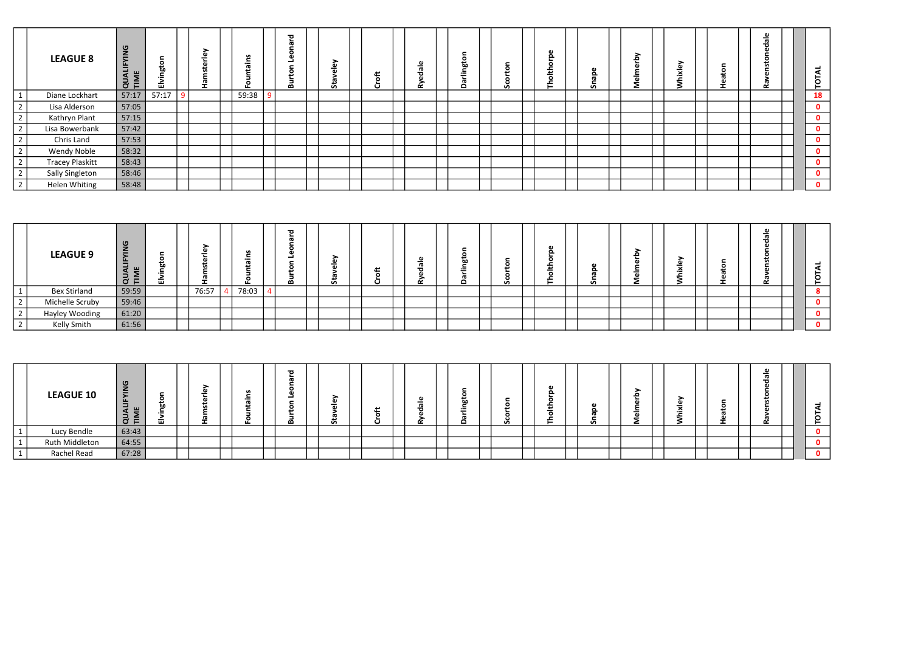| | LEAGUE 8 | QUALIFYING TIME | Elvington | | Hamsterley | | Fountains | | Burton Leonard | | Staveley | | Croft | | Ryedale | | Darlington | | Scorton | | Tholthorpe | | Snape | | Melmerby | | Whixley | | Heaton | | Ravenstonedale | | TOTAL |
|---|---|---|---|---|---|---|---|---|---|---|---|---|---|---|---|---|---|---|---|---|---|---|---|---|---|---|---|---|---|---|---|---|---|---|---|
| 1 | Diane Lockhart | 57:17 | 57:17 | 9 | | | 59:38 | 9 | | | | | | | | | | | | | | | | | | | | | | | | | | | 18 |
| 2 | Lisa Alderson | 57:05 | | | | | | | | | | | | | | | | | | | | | | | | | | | | | | | | | 0 |
| 2 | Kathryn Plant | 57:15 | | | | | | | | | | | | | | | | | | | | | | | | | | | | | | | | | 0 |
| 2 | Lisa Bowerbank | 57:42 | | | | | | | | | | | | | | | | | | | | | | | | | | | | | | | | | 0 |
| 2 | Chris Land | 57:53 | | | | | | | | | | | | | | | | | | | | | | | | | | | | | | | | | 0 |
| 2 | Wendy Noble | 58:32 | | | | | | | | | | | | | | | | | | | | | | | | | | | | | | | | | 0 |
| 2 | Tracey Plaskitt | 58:43 | | | | | | | | | | | | | | | | | | | | | | | | | | | | | | | | | 0 |
| 2 | Sally Singleton | 58:46 | | | | | | | | | | | | | | | | | | | | | | | | | | | | | | | | | 0 |
| 2 | Helen Whiting | 58:48 | | | | | | | | | | | | | | | | | | | | | | | | | | | | | | | | | 0 |

| | LEAGUE 9 | QUALIFYING TIME | Elvington | | Hamsterley | | Fountains | | Burton Leonard | | Staveley | | Croft | | Ryedale | | Darlington | | Scorton | | Tholthorpe | | Snape | | Melmerby | | Whixley | | Heaton | | Ravenstonedale | | TOTAL |
|---|---|---|---|---|---|---|---|---|---|---|---|---|---|---|---|---|---|---|---|---|---|---|---|---|---|---|---|---|---|---|---|---|---|---|---|
| 1 | Bex Stirland | 59:59 | | | 76:57 | 4 | 78:03 | 4 | | | | | | | | | | | | | | | | | | | | | | | | | | | 8 |
| 2 | Michelle Scruby | 59:46 | | | | | | | | | | | | | | | | | | | | | | | | | | | | | | | | | 0 |
| 2 | Hayley Wooding | 61:20 | | | | | | | | | | | | | | | | | | | | | | | | | | | | | | | | | 0 |
| 2 | Kelly Smith | 61:56 | | | | | | | | | | | | | | | | | | | | | | | | | | | | | | | | | 0 |

| | LEAGUE 10 | QUALIFYING TIME | Elvington | | Hamsterley | | Fountains | | Burton Leonard | | Staveley | | Croft | | Ryedale | | Darlington | | Scorton | | Tholthorpe | | Snape | | Melmerby | | Whixley | | Heaton | | Ravenstonedale | | TOTAL |
|---|---|---|---|---|---|---|---|---|---|---|---|---|---|---|---|---|---|---|---|---|---|---|---|---|---|---|---|---|---|---|---|---|---|---|---|
| 1 | Lucy Bendle | 63:43 | | | | | | | | | | | | | | | | | | | | | | | | | | | | | | | | | 0 |
| 1 | Ruth Middleton | 64:55 | | | | | | | | | | | | | | | | | | | | | | | | | | | | | | | | | 0 |
| 1 | Rachel Read | 67:28 | | | | | | | | | | | | | | | | | | | | | | | | | | | | | | | | | 0 |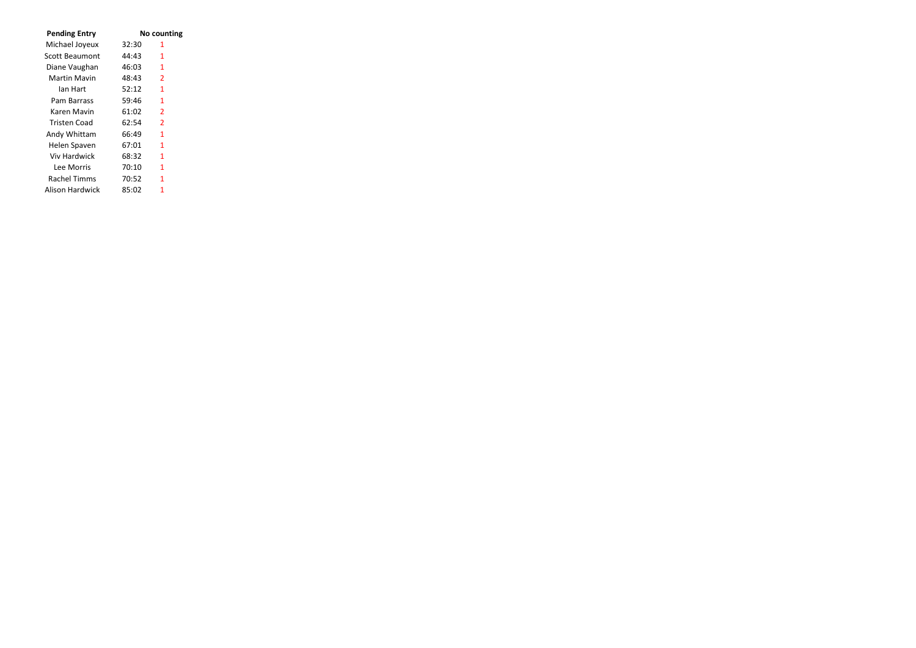| Pending Entry | | No counting |
|---|---|---|
| Michael Joyeux | 32:30 | 1 |
| Scott Beaumont | 44:43 | 1 |
| Diane Vaughan | 46:03 | 1 |
| Martin Mavin | 48:43 | 2 |
| Ian Hart | 52:12 | 1 |
| Pam Barrass | 59:46 | 1 |
| Karen Mavin | 61:02 | 2 |
| Tristen Coad | 62:54 | 2 |
| Andy Whittam | 66:49 | 1 |
| Helen Spaven | 67:01 | 1 |
| Viv Hardwick | 68:32 | 1 |
| Lee Morris | 70:10 | 1 |
| Rachel Timms | 70:52 | 1 |
| Alison Hardwick | 85:02 | 1 |